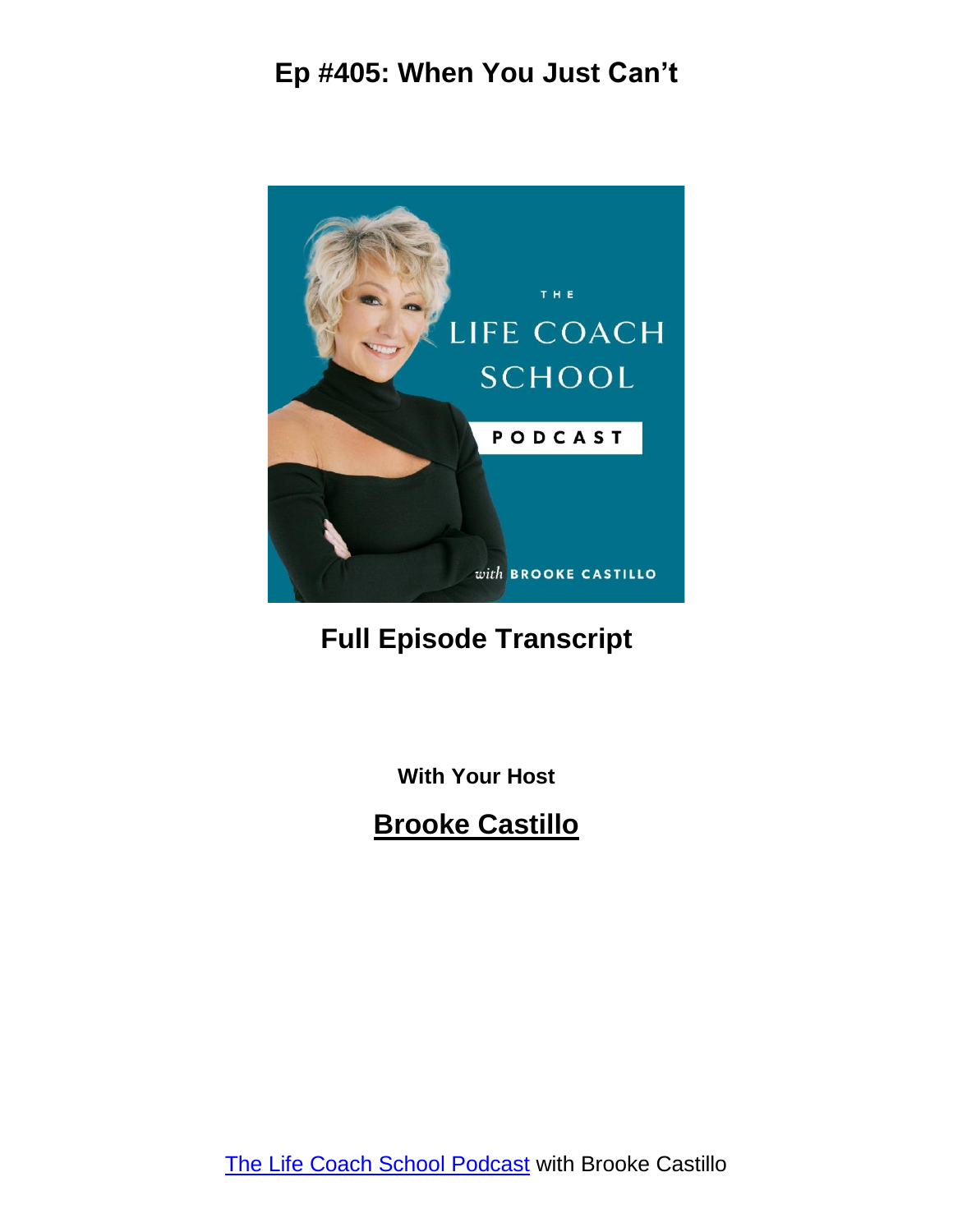# Ep #405: When You Just Can't

## Full Episode Transcript

**With Your Host**

## Brooke Castillo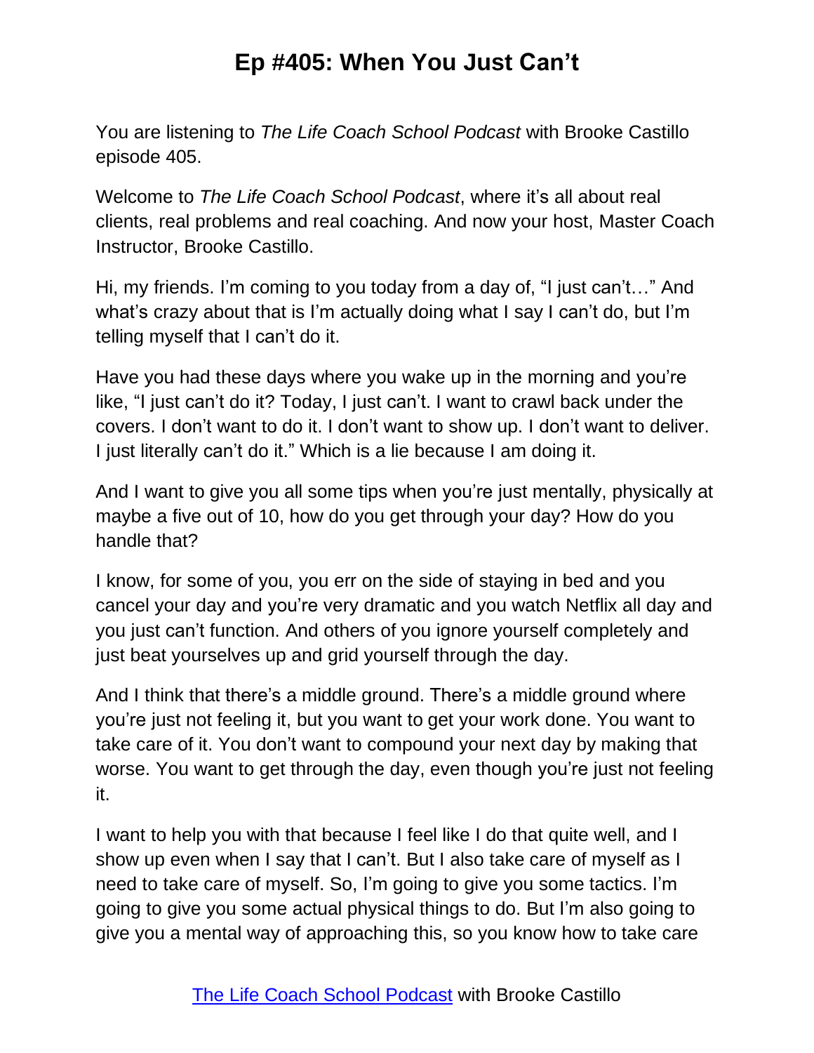You are listening to *The Life Coach School Podcast* with Brooke Castillo episode 405.

Welcome to *The Life Coach School Podcast*, where it's all about real clients, real problems and real coaching. And now your host, Master Coach Instructor, Brooke Castillo.

Hi, my friends. I'm coming to you today from a day of, "I just can't…" And what's crazy about that is I'm actually doing what I say I can't do, but I'm telling myself that I can't do it.

Have you had these days where you wake up in the morning and you're like, "I just can't do it? Today, I just can't. I want to crawl back under the covers. I don't want to do it. I don't want to show up. I don't want to deliver. I just literally can't do it." Which is a lie because I am doing it.

And I want to give you all some tips when you're just mentally, physically at maybe a five out of 10, how do you get through your day? How do you handle that?

I know, for some of you, you err on the side of staying in bed and you cancel your day and you're very dramatic and you watch Netflix all day and you just can't function. And others of you ignore yourself completely and just beat yourselves up and grid yourself through the day.

And I think that there's a middle ground. There's a middle ground where you're just not feeling it, but you want to get your work done. You want to take care of it. You don't want to compound your next day by making that worse. You want to get through the day, even though you're just not feeling it.

I want to help you with that because I feel like I do that quite well, and I show up even when I say that I can't. But I also take care of myself as I need to take care of myself. So, I'm going to give you some tactics. I'm going to give you some actual physical things to do. But I'm also going to give you a mental way of approaching this, so you know how to take care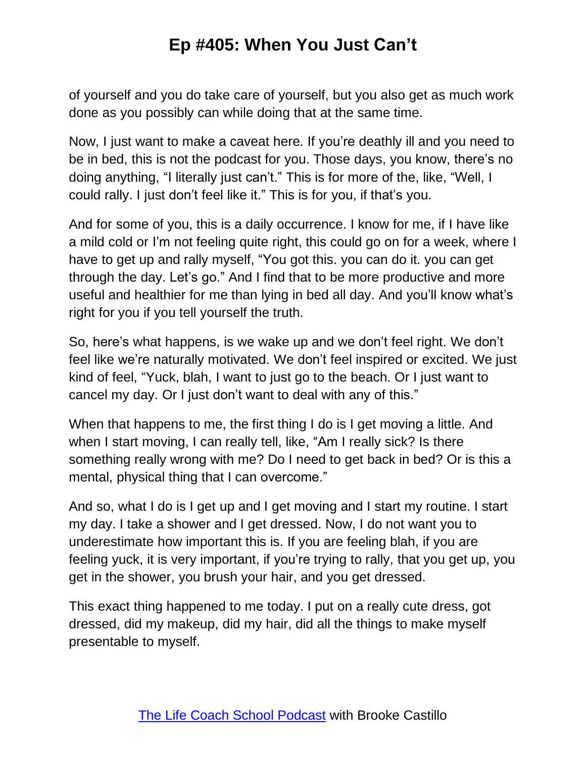of yourself and you do take care of yourself, but you also get as much work done as you possibly can while doing that at the same time.

Now, I just want to make a caveat here. If you're deathly ill and you need to be in bed, this is not the podcast for you. Those days, you know, there's no doing anything, "I literally just can't." This is for more of the, like, "Well, I could rally. I just don't feel like it." This is for you, if that's you.

And for some of you, this is a daily occurrence. I know for me, if I have like a mild cold or I'm not feeling quite right, this could go on for a week, where I have to get up and rally myself, "You got this. you can do it. you can get through the day. Let's go." And I find that to be more productive and more useful and healthier for me than lying in bed all day. And you'll know what's right for you if you tell yourself the truth.

So, here's what happens, is we wake up and we don't feel right. We don't feel like we're naturally motivated. We don't feel inspired or excited. We just kind of feel, "Yuck, blah, I want to just go to the beach. Or I just want to cancel my day. Or I just don't want to deal with any of this."

When that happens to me, the first thing I do is I get moving a little. And when I start moving, I can really tell, like, "Am I really sick? Is there something really wrong with me? Do I need to get back in bed? Or is this a mental, physical thing that I can overcome."

And so, what I do is I get up and I get moving and I start my routine. I start my day. I take a shower and I get dressed. Now, I do not want you to underestimate how important this is. If you are feeling blah, if you are feeling yuck, it is very important, if you're trying to rally, that you get up, you get in the shower, you brush your hair, and you get dressed.

This exact thing happened to me today. I put on a really cute dress, got dressed, did my makeup, did my hair, did all the things to make myself presentable to myself.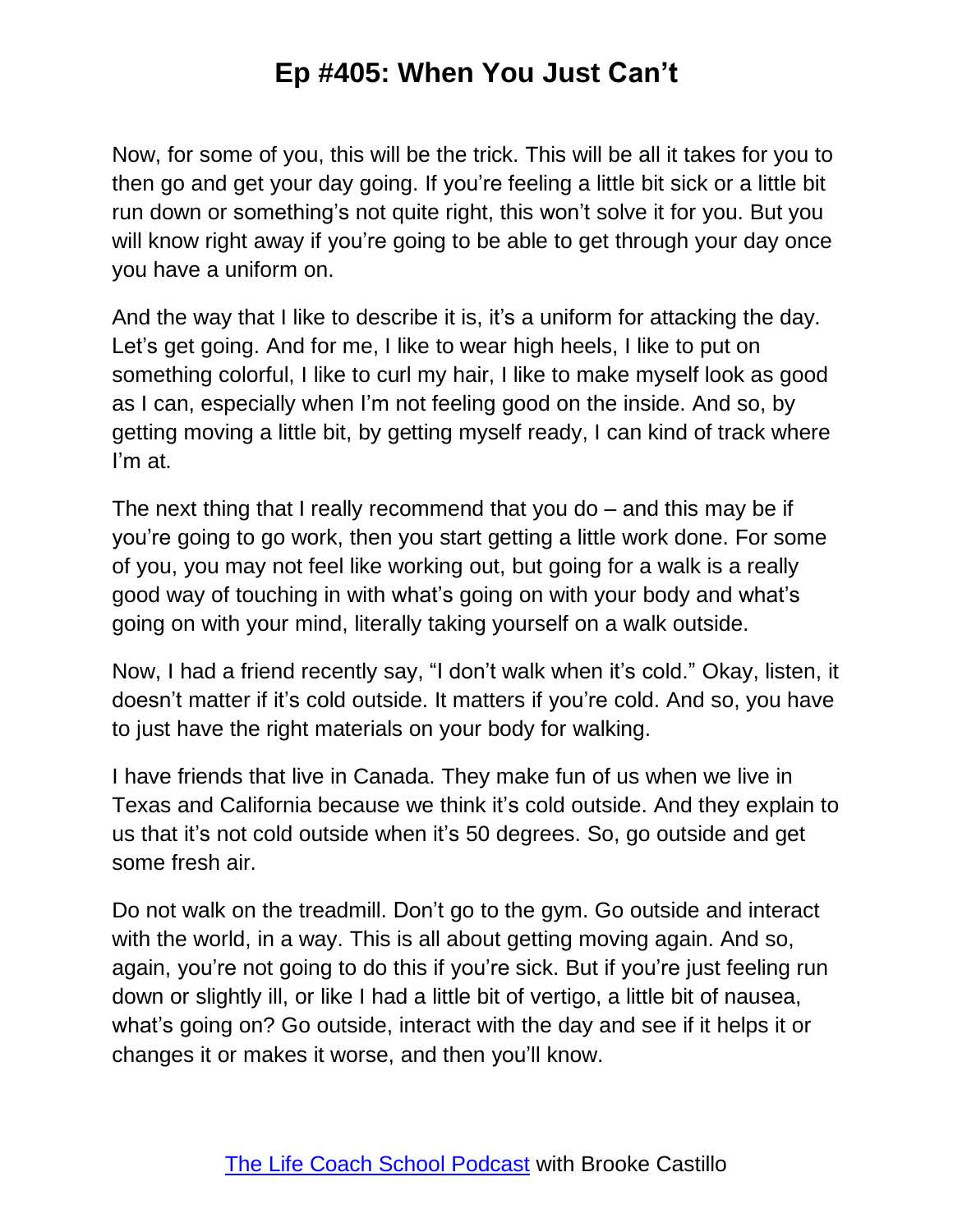Now, for some of you, this will be the trick. This will be all it takes for you to then go and get your day going. If you're feeling a little bit sick or a little bit run down or something's not quite right, this won't solve it for you. But you will know right away if you're going to be able to get through your day once you have a uniform on.

And the way that I like to describe it is, it's a uniform for attacking the day. Let's get going. And for me, I like to wear high heels, I like to put on something colorful, I like to curl my hair, I like to make myself look as good as I can, especially when I'm not feeling good on the inside. And so, by getting moving a little bit, by getting myself ready, I can kind of track where I'm at.

The next thing that I really recommend that you do – and this may be if you're going to go work, then you start getting a little work done. For some of you, you may not feel like working out, but going for a walk is a really good way of touching in with what's going on with your body and what's going on with your mind, literally taking yourself on a walk outside.

Now, I had a friend recently say, "I don't walk when it's cold." Okay, listen, it doesn't matter if it's cold outside. It matters if you're cold. And so, you have to just have the right materials on your body for walking.

I have friends that live in Canada. They make fun of us when we live in Texas and California because we think it's cold outside. And they explain to us that it's not cold outside when it's 50 degrees. So, go outside and get some fresh air.

Do not walk on the treadmill. Don't go to the gym. Go outside and interact with the world, in a way. This is all about getting moving again. And so, again, you're not going to do this if you're sick. But if you're just feeling run down or slightly ill, or like I had a little bit of vertigo, a little bit of nausea, what's going on? Go outside, interact with the day and see if it helps it or changes it or makes it worse, and then you'll know.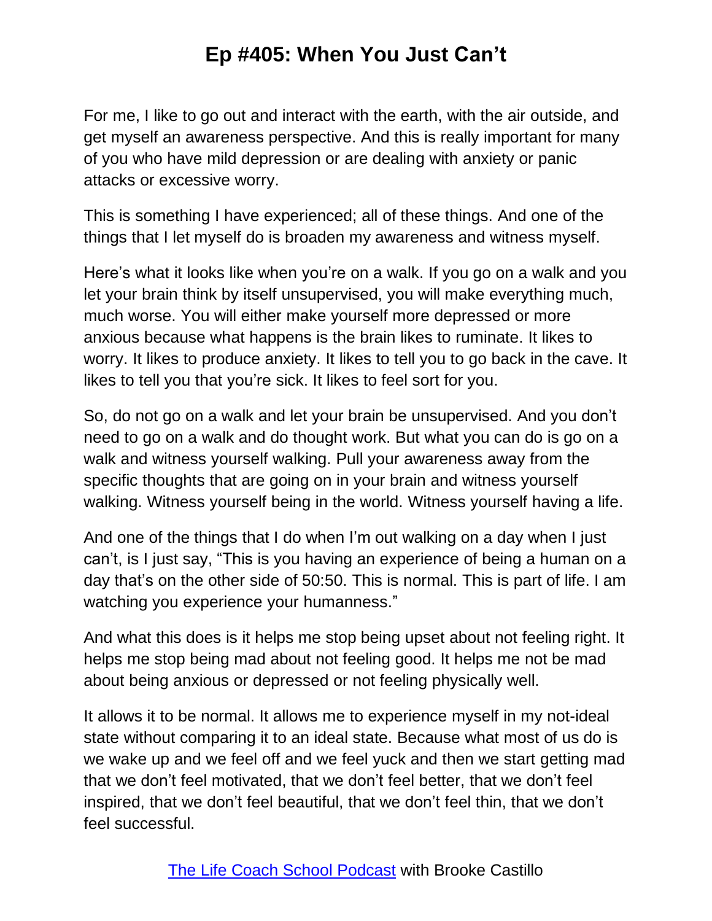For me, I like to go out and interact with the earth, with the air outside, and get myself an awareness perspective. And this is really important for many of you who have mild depression or are dealing with anxiety or panic attacks or excessive worry.

This is something I have experienced; all of these things. And one of the things that I let myself do is broaden my awareness and witness myself.

Here's what it looks like when you're on a walk. If you go on a walk and you let your brain think by itself unsupervised, you will make everything much, much worse. You will either make yourself more depressed or more anxious because what happens is the brain likes to ruminate. It likes to worry. It likes to produce anxiety. It likes to tell you to go back in the cave. It likes to tell you that you're sick. It likes to feel sort for you.

So, do not go on a walk and let your brain be unsupervised. And you don't need to go on a walk and do thought work. But what you can do is go on a walk and witness yourself walking. Pull your awareness away from the specific thoughts that are going on in your brain and witness yourself walking. Witness yourself being in the world. Witness yourself having a life.

And one of the things that I do when I'm out walking on a day when I just can't, is I just say, "This is you having an experience of being a human on a day that's on the other side of 50:50. This is normal. This is part of life. I am watching you experience your humanness."

And what this does is it helps me stop being upset about not feeling right. It helps me stop being mad about not feeling good. It helps me not be mad about being anxious or depressed or not feeling physically well.

It allows it to be normal. It allows me to experience myself in my not-ideal state without comparing it to an ideal state. Because what most of us do is we wake up and we feel off and we feel yuck and then we start getting mad that we don't feel motivated, that we don't feel better, that we don't feel inspired, that we don't feel beautiful, that we don't feel thin, that we don't feel successful.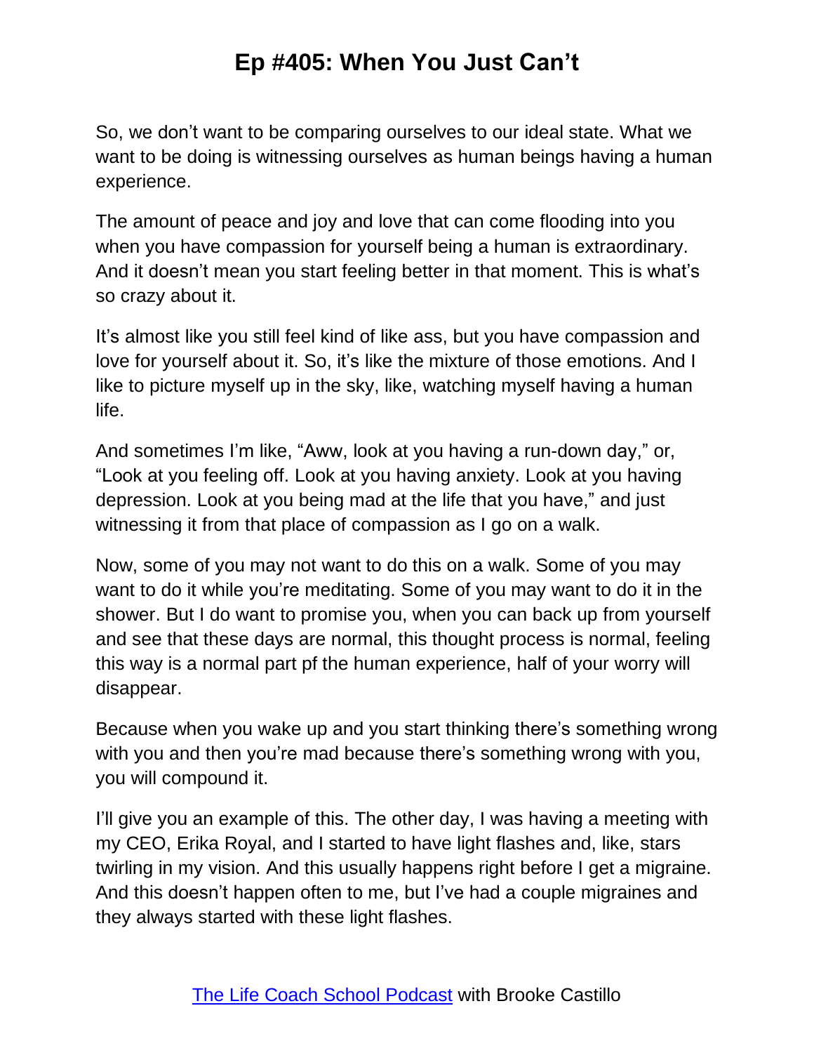So, we don't want to be comparing ourselves to our ideal state. What we want to be doing is witnessing ourselves as human beings having a human experience.

The amount of peace and joy and love that can come flooding into you when you have compassion for yourself being a human is extraordinary. And it doesn't mean you start feeling better in that moment. This is what's so crazy about it.

It's almost like you still feel kind of like ass, but you have compassion and love for yourself about it. So, it's like the mixture of those emotions. And I like to picture myself up in the sky, like, watching myself having a human life.

And sometimes I'm like, "Aww, look at you having a run-down day," or, "Look at you feeling off. Look at you having anxiety. Look at you having depression. Look at you being mad at the life that you have," and just witnessing it from that place of compassion as I go on a walk.

Now, some of you may not want to do this on a walk. Some of you may want to do it while you're meditating. Some of you may want to do it in the shower. But I do want to promise you, when you can back up from yourself and see that these days are normal, this thought process is normal, feeling this way is a normal part pf the human experience, half of your worry will disappear.

Because when you wake up and you start thinking there's something wrong with you and then you're mad because there's something wrong with you, you will compound it.

I'll give you an example of this. The other day, I was having a meeting with my CEO, Erika Royal, and I started to have light flashes and, like, stars twirling in my vision. And this usually happens right before I get a migraine. And this doesn't happen often to me, but I've had a couple migraines and they always started with these light flashes.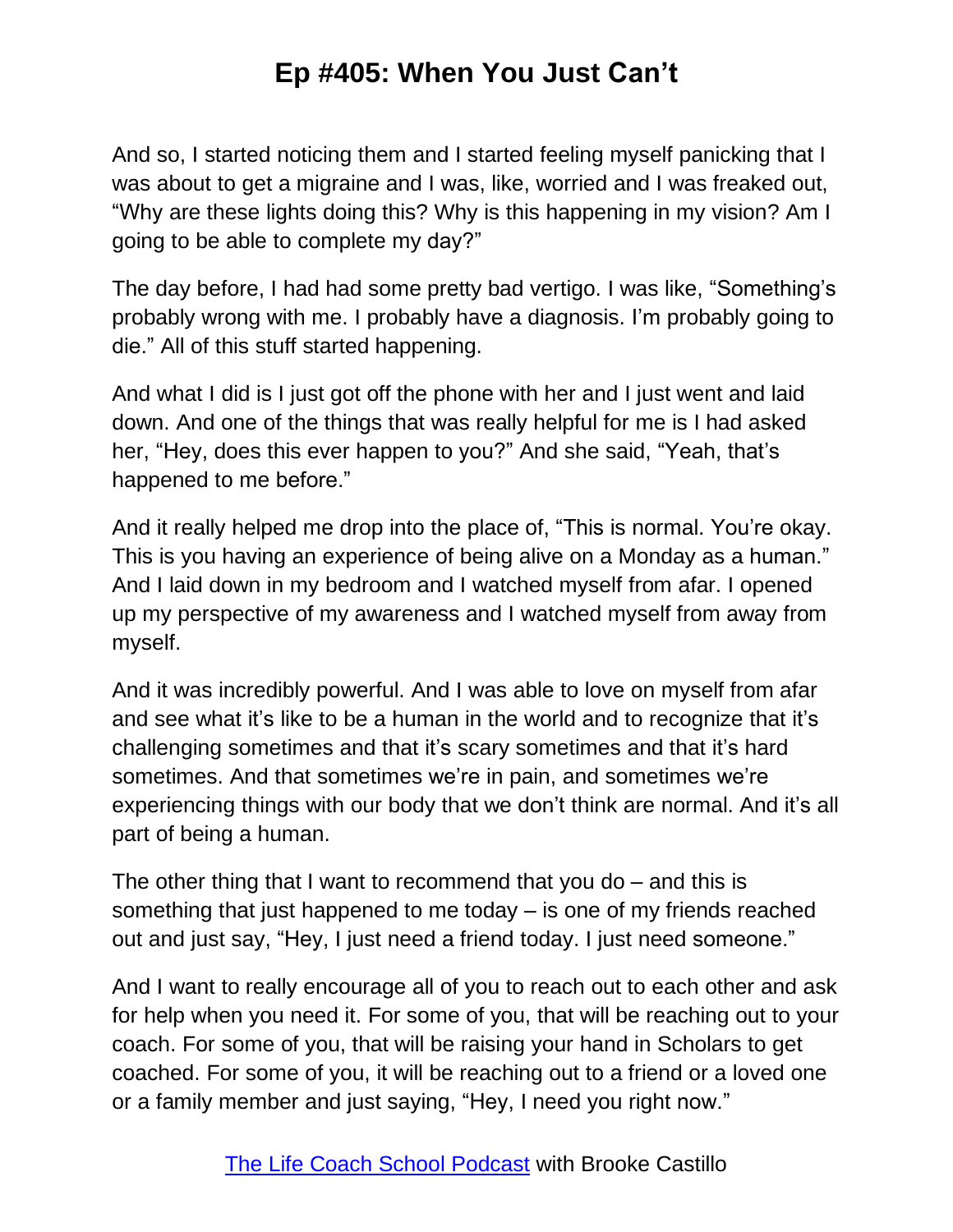And so, I started noticing them and I started feeling myself panicking that I was about to get a migraine and I was, like, worried and I was freaked out, "Why are these lights doing this? Why is this happening in my vision? Am I going to be able to complete my day?"

The day before, I had had some pretty bad vertigo. I was like, "Something's probably wrong with me. I probably have a diagnosis. I'm probably going to die." All of this stuff started happening.

And what I did is I just got off the phone with her and I just went and laid down. And one of the things that was really helpful for me is I had asked her, "Hey, does this ever happen to you?" And she said, "Yeah, that's happened to me before."

And it really helped me drop into the place of, "This is normal. You're okay. This is you having an experience of being alive on a Monday as a human." And I laid down in my bedroom and I watched myself from afar. I opened up my perspective of my awareness and I watched myself from away from myself.

And it was incredibly powerful. And I was able to love on myself from afar and see what it's like to be a human in the world and to recognize that it's challenging sometimes and that it's scary sometimes and that it's hard sometimes. And that sometimes we're in pain, and sometimes we're experiencing things with our body that we don't think are normal. And it's all part of being a human.

The other thing that I want to recommend that you do – and this is something that just happened to me today – is one of my friends reached out and just say, "Hey, I just need a friend today. I just need someone."

And I want to really encourage all of you to reach out to each other and ask for help when you need it. For some of you, that will be reaching out to your coach. For some of you, that will be raising your hand in Scholars to get coached. For some of you, it will be reaching out to a friend or a loved one or a family member and just saying, "Hey, I need you right now."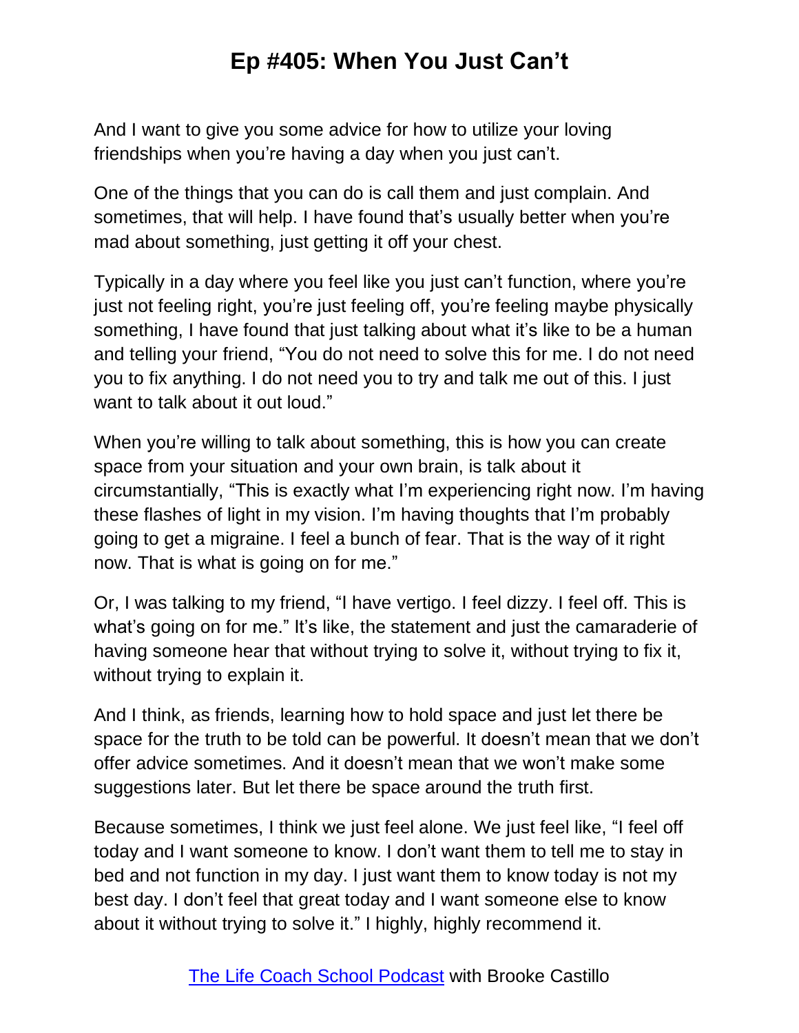And I want to give you some advice for how to utilize your loving friendships when you're having a day when you just can't.

One of the things that you can do is call them and just complain. And sometimes, that will help. I have found that's usually better when you're mad about something, just getting it off your chest.

Typically in a day where you feel like you just can't function, where you're just not feeling right, you're just feeling off, you're feeling maybe physically something, I have found that just talking about what it's like to be a human and telling your friend, "You do not need to solve this for me. I do not need you to fix anything. I do not need you to try and talk me out of this. I just want to talk about it out loud."

When you're willing to talk about something, this is how you can create space from your situation and your own brain, is talk about it circumstantially, "This is exactly what I'm experiencing right now. I'm having these flashes of light in my vision. I'm having thoughts that I'm probably going to get a migraine. I feel a bunch of fear. That is the way of it right now. That is what is going on for me."

Or, I was talking to my friend, "I have vertigo. I feel dizzy. I feel off. This is what's going on for me." It's like, the statement and just the camaraderie of having someone hear that without trying to solve it, without trying to fix it, without trying to explain it.

And I think, as friends, learning how to hold space and just let there be space for the truth to be told can be powerful. It doesn't mean that we don't offer advice sometimes. And it doesn't mean that we won't make some suggestions later. But let there be space around the truth first.

Because sometimes, I think we just feel alone. We just feel like, "I feel off today and I want someone to know. I don't want them to tell me to stay in bed and not function in my day. I just want them to know today is not my best day. I don't feel that great today and I want someone else to know about it without trying to solve it." I highly, highly recommend it.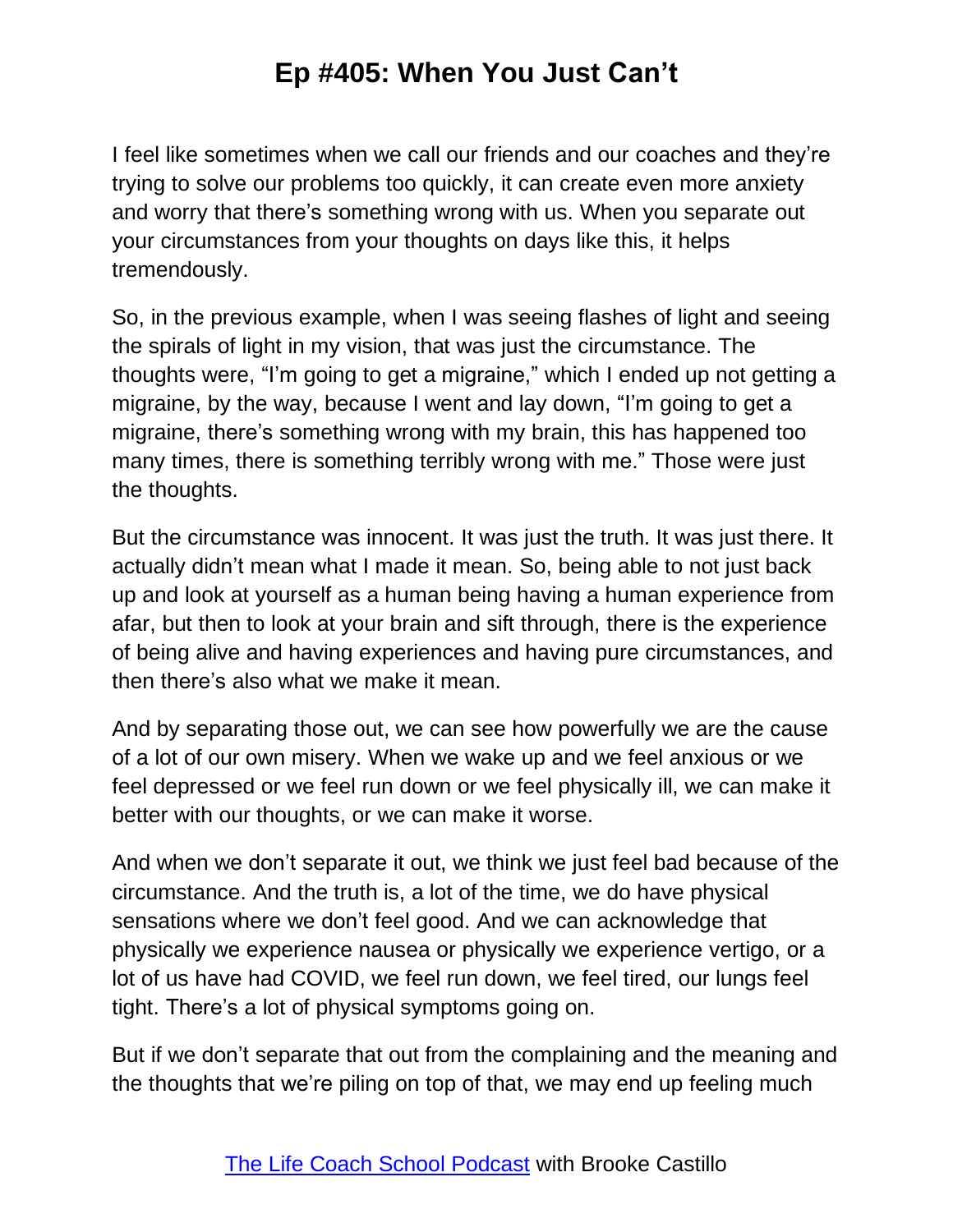I feel like sometimes when we call our friends and our coaches and they're trying to solve our problems too quickly, it can create even more anxiety and worry that there's something wrong with us. When you separate out your circumstances from your thoughts on days like this, it helps tremendously.

So, in the previous example, when I was seeing flashes of light and seeing the spirals of light in my vision, that was just the circumstance. The thoughts were, "I'm going to get a migraine," which I ended up not getting a migraine, by the way, because I went and lay down, "I'm going to get a migraine, there's something wrong with my brain, this has happened too many times, there is something terribly wrong with me." Those were just the thoughts.

But the circumstance was innocent. It was just the truth. It was just there. It actually didn't mean what I made it mean. So, being able to not just back up and look at yourself as a human being having a human experience from afar, but then to look at your brain and sift through, there is the experience of being alive and having experiences and having pure circumstances, and then there's also what we make it mean.

And by separating those out, we can see how powerfully we are the cause of a lot of our own misery. When we wake up and we feel anxious or we feel depressed or we feel run down or we feel physically ill, we can make it better with our thoughts, or we can make it worse.

And when we don't separate it out, we think we just feel bad because of the circumstance. And the truth is, a lot of the time, we do have physical sensations where we don't feel good. And we can acknowledge that physically we experience nausea or physically we experience vertigo, or a lot of us have had COVID, we feel run down, we feel tired, our lungs feel tight. There's a lot of physical symptoms going on.

But if we don't separate that out from the complaining and the meaning and the thoughts that we're piling on top of that, we may end up feeling much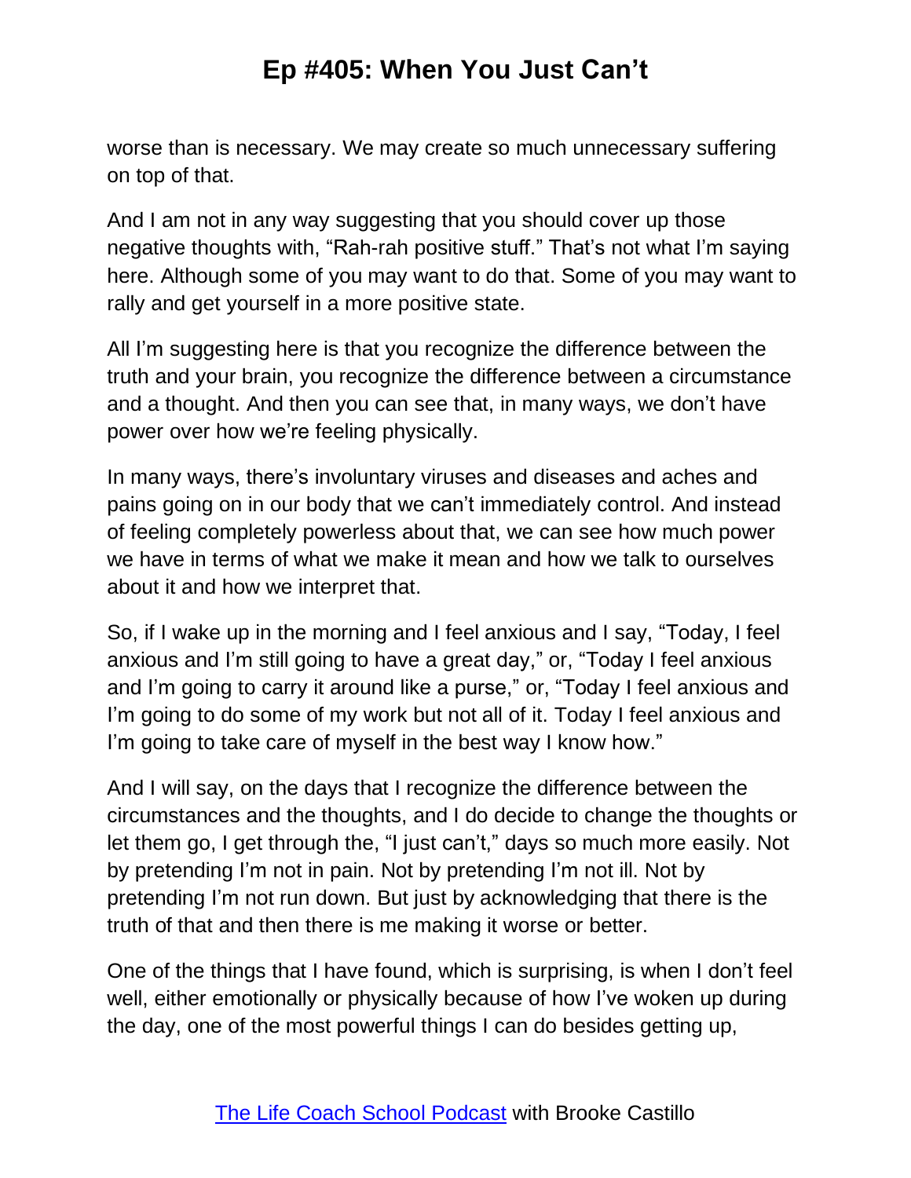worse than is necessary. We may create so much unnecessary suffering on top of that.

And I am not in any way suggesting that you should cover up those negative thoughts with, "Rah-rah positive stuff." That's not what I'm saying here. Although some of you may want to do that. Some of you may want to rally and get yourself in a more positive state.

All I'm suggesting here is that you recognize the difference between the truth and your brain, you recognize the difference between a circumstance and a thought. And then you can see that, in many ways, we don't have power over how we're feeling physically.

In many ways, there's involuntary viruses and diseases and aches and pains going on in our body that we can't immediately control. And instead of feeling completely powerless about that, we can see how much power we have in terms of what we make it mean and how we talk to ourselves about it and how we interpret that.

So, if I wake up in the morning and I feel anxious and I say, "Today, I feel anxious and I'm still going to have a great day," or, "Today I feel anxious and I'm going to carry it around like a purse," or, "Today I feel anxious and I'm going to do some of my work but not all of it. Today I feel anxious and I'm going to take care of myself in the best way I know how."

And I will say, on the days that I recognize the difference between the circumstances and the thoughts, and I do decide to change the thoughts or let them go, I get through the, "I just can't," days so much more easily. Not by pretending I'm not in pain. Not by pretending I'm not ill. Not by pretending I'm not run down. But just by acknowledging that there is the truth of that and then there is me making it worse or better.

One of the things that I have found, which is surprising, is when I don't feel well, either emotionally or physically because of how I've woken up during the day, one of the most powerful things I can do besides getting up,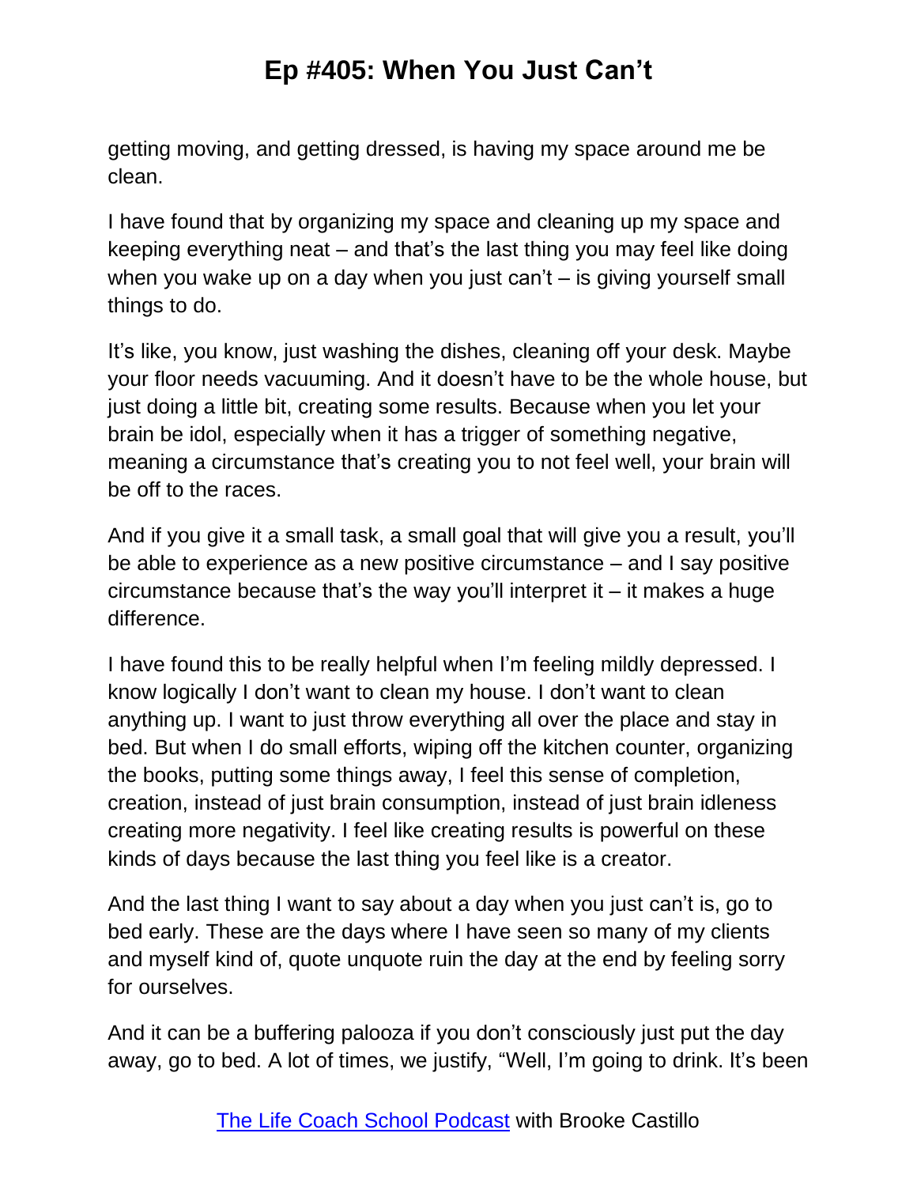getting moving, and getting dressed, is having my space around me be clean.

I have found that by organizing my space and cleaning up my space and keeping everything neat – and that's the last thing you may feel like doing when you wake up on a day when you just can't – is giving yourself small things to do.

It's like, you know, just washing the dishes, cleaning off your desk. Maybe your floor needs vacuuming. And it doesn't have to be the whole house, but just doing a little bit, creating some results. Because when you let your brain be idol, especially when it has a trigger of something negative, meaning a circumstance that's creating you to not feel well, your brain will be off to the races.

And if you give it a small task, a small goal that will give you a result, you'll be able to experience as a new positive circumstance – and I say positive circumstance because that's the way you'll interpret it – it makes a huge difference.

I have found this to be really helpful when I'm feeling mildly depressed. I know logically I don't want to clean my house. I don't want to clean anything up. I want to just throw everything all over the place and stay in bed. But when I do small efforts, wiping off the kitchen counter, organizing the books, putting some things away, I feel this sense of completion, creation, instead of just brain consumption, instead of just brain idleness creating more negativity. I feel like creating results is powerful on these kinds of days because the last thing you feel like is a creator.

And the last thing I want to say about a day when you just can't is, go to bed early. These are the days where I have seen so many of my clients and myself kind of, quote unquote ruin the day at the end by feeling sorry for ourselves.

And it can be a buffering palooza if you don't consciously just put the day away, go to bed. A lot of times, we justify, "Well, I'm going to drink. It's been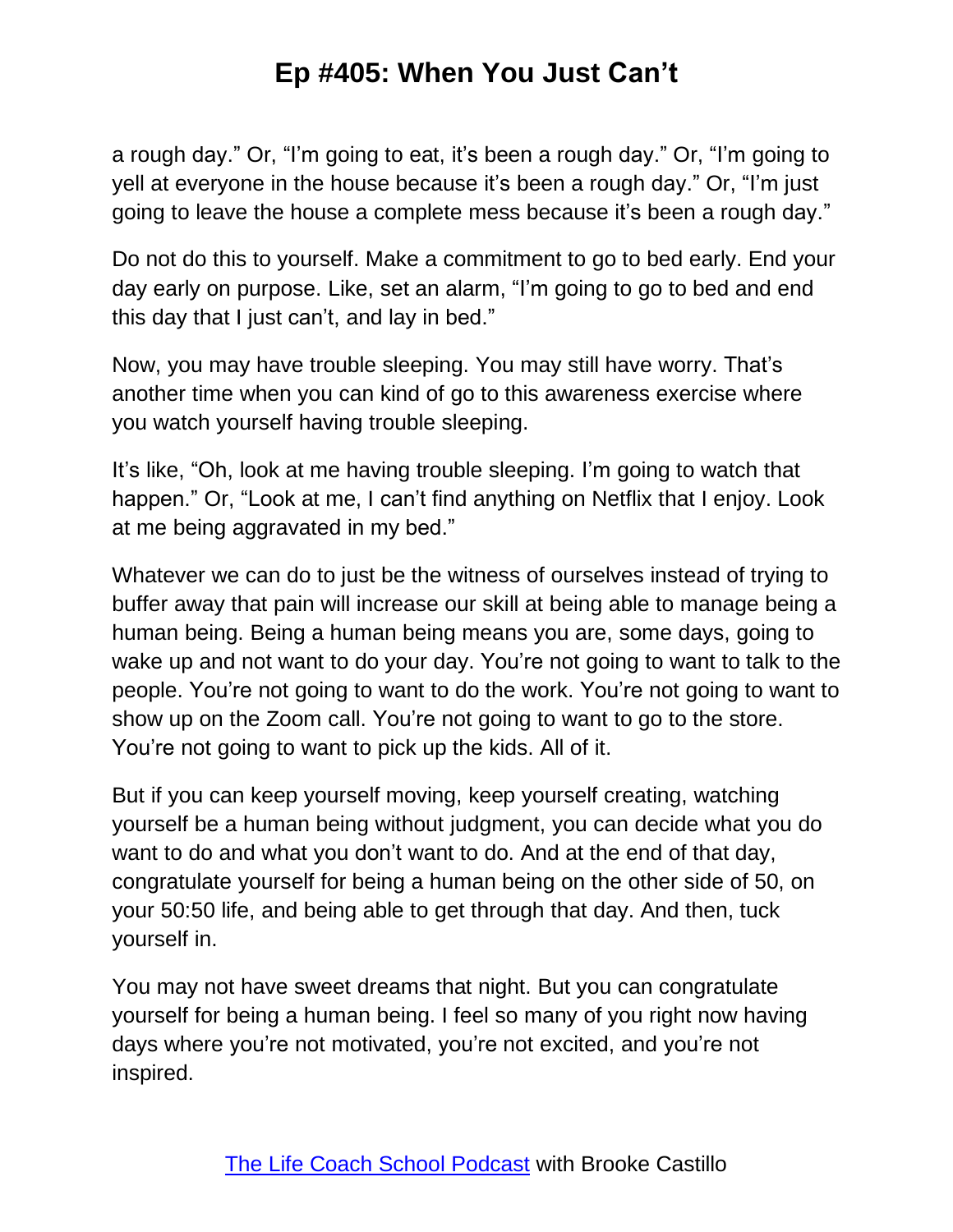a rough day." Or, "I'm going to eat, it's been a rough day." Or, "I'm going to yell at everyone in the house because it's been a rough day." Or, "I'm just going to leave the house a complete mess because it's been a rough day."

Do not do this to yourself. Make a commitment to go to bed early. End your day early on purpose. Like, set an alarm, "I'm going to go to bed and end this day that I just can't, and lay in bed."

Now, you may have trouble sleeping. You may still have worry. That's another time when you can kind of go to this awareness exercise where you watch yourself having trouble sleeping.

It's like, "Oh, look at me having trouble sleeping. I'm going to watch that happen." Or, "Look at me, I can't find anything on Netflix that I enjoy. Look at me being aggravated in my bed."

Whatever we can do to just be the witness of ourselves instead of trying to buffer away that pain will increase our skill at being able to manage being a human being. Being a human being means you are, some days, going to wake up and not want to do your day. You're not going to want to talk to the people. You're not going to want to do the work. You're not going to want to show up on the Zoom call. You're not going to want to go to the store. You're not going to want to pick up the kids. All of it.

But if you can keep yourself moving, keep yourself creating, watching yourself be a human being without judgment, you can decide what you do want to do and what you don't want to do. And at the end of that day, congratulate yourself for being a human being on the other side of 50, on your 50:50 life, and being able to get through that day. And then, tuck yourself in.

You may not have sweet dreams that night. But you can congratulate yourself for being a human being. I feel so many of you right now having days where you're not motivated, you're not excited, and you're not inspired.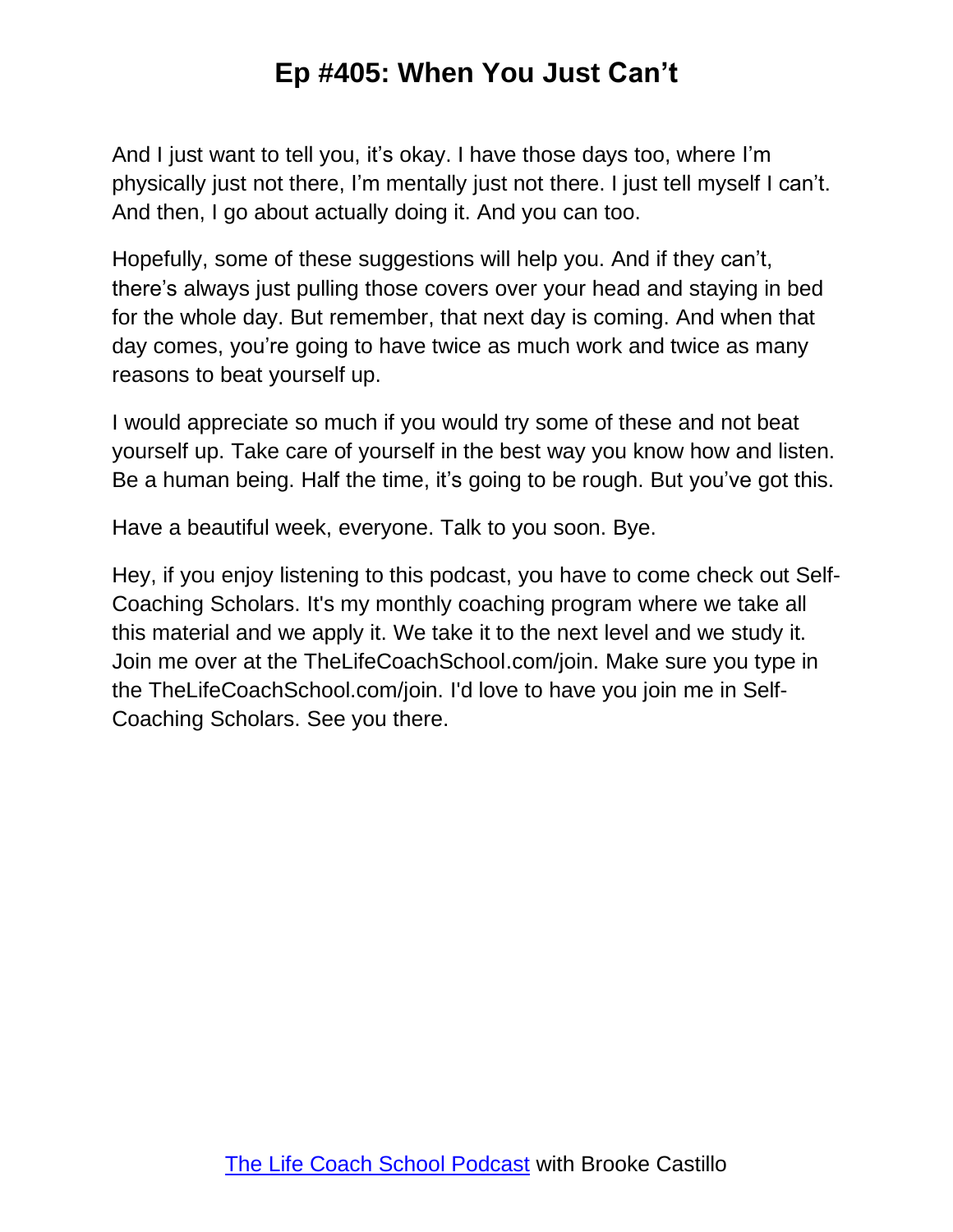And I just want to tell you, it's okay. I have those days too, where I'm physically just not there, I'm mentally just not there. I just tell myself I can't. And then, I go about actually doing it. And you can too.

Hopefully, some of these suggestions will help you. And if they can't, there's always just pulling those covers over your head and staying in bed for the whole day. But remember, that next day is coming. And when that day comes, you're going to have twice as much work and twice as many reasons to beat yourself up.

I would appreciate so much if you would try some of these and not beat yourself up. Take care of yourself in the best way you know how and listen. Be a human being. Half the time, it's going to be rough. But you've got this.

Have a beautiful week, everyone. Talk to you soon. Bye.

Hey, if you enjoy listening to this podcast, you have to come check out Self-Coaching Scholars. It's my monthly coaching program where we take all this material and we apply it. We take it to the next level and we study it. Join me over at the TheLifeCoachSchool.com/join. Make sure you type in the TheLifeCoachSchool.com/join. I'd love to have you join me in Self-Coaching Scholars. See you there.